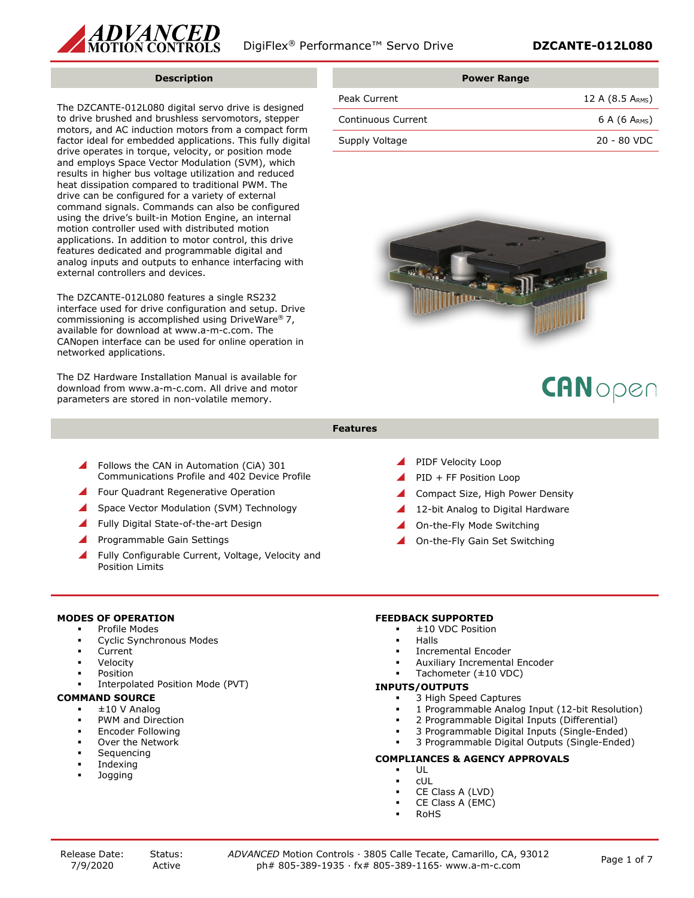# DigiFlex® Performance™ Servo Drive DZCANTE-012L080

## Description

The DZCANTE-012L080 digital servo drive is designed to drive brushed and brushless servomotors, stepper motors, and AC induction motors from a compact form factor ideal for embedded applications. This fully digital drive operates in torque, velocity, or position mode and employs Space Vector Modulation (SVM), which results in higher bus voltage utilization and reduced heat dissipation compared to traditional PWM. The drive can be configured for a variety of external command signals. Commands can also be configured using the drive's built-in Motion Engine, an internal motion controller used with distributed motion applications. In addition to motor control, this drive features dedicated and programmable digital and analog inputs and outputs to enhance interfacing with external controllers and devices.

The DZCANTE-012L080 features a single RS232 interface used for drive configuration and setup. Drive commissioning is accomplished using DriveWare® 7, available for download at www.a-m-c.com. The CANopen interface can be used for online operation in networked applications.

The DZ Hardware Installation Manual is available for download from www.a-m-c.com. All drive and motor parameters are stored in non-volatile memory.

## Power Range

| | |
|---|---|
| Peak Current | 12 A (8.5 ARMS) |
| Continuous Current | 6 A (6 ARMS) |
| Supply Voltage | 20 - 80 VDC |

## Features

- Follows the CAN in Automation (CiA) 301 Communications Profile and 402 Device Profile
- Four Quadrant Regenerative Operation
- Space Vector Modulation (SVM) Technology
- Fully Digital State-of-the-art Design
- Programmable Gain Settings
- Fully Configurable Current, Voltage, Velocity and Position Limits
- PIDF Velocity Loop
- PID + FF Position Loop
- Compact Size, High Power Density
- 12-bit Analog to Digital Hardware
- On-the-Fly Mode Switching
- On-the-Fly Gain Set Switching

### MODES OF OPERATION

- Profile Modes
- Cyclic Synchronous Modes
- Current
- Velocity
- Position
- Interpolated Position Mode (PVT)

### COMMAND SOURCE

- ±10 V Analog
- PWM and Direction
- Encoder Following
- Over the Network
- Sequencing
- Indexing
- Jogging

### FEEDBACK SUPPORTED

- ±10 VDC Position
- Halls
- Incremental Encoder
- Auxiliary Incremental Encoder
- Tachometer (±10 VDC)

### INPUTS/OUTPUTS

- 3 High Speed Captures
- 1 Programmable Analog Input (12-bit Resolution)
- 2 Programmable Digital Inputs (Differential)
- 3 Programmable Digital Inputs (Single-Ended)
- 3 Programmable Digital Outputs (Single-Ended)

### COMPLIANCES & AGENCY APPROVALS

- UL
- cUL
- CE Class A (LVD)
- CE Class A (EMC)
- RoHS

Release Date: 7/9/2020 | Status: Active

*ADVANCED* Motion Controls · 3805 Calle Tecate, Camarillo, CA, 93012
ph# 805-389-1935 · fx# 805-389-1165· www.a-m-c.com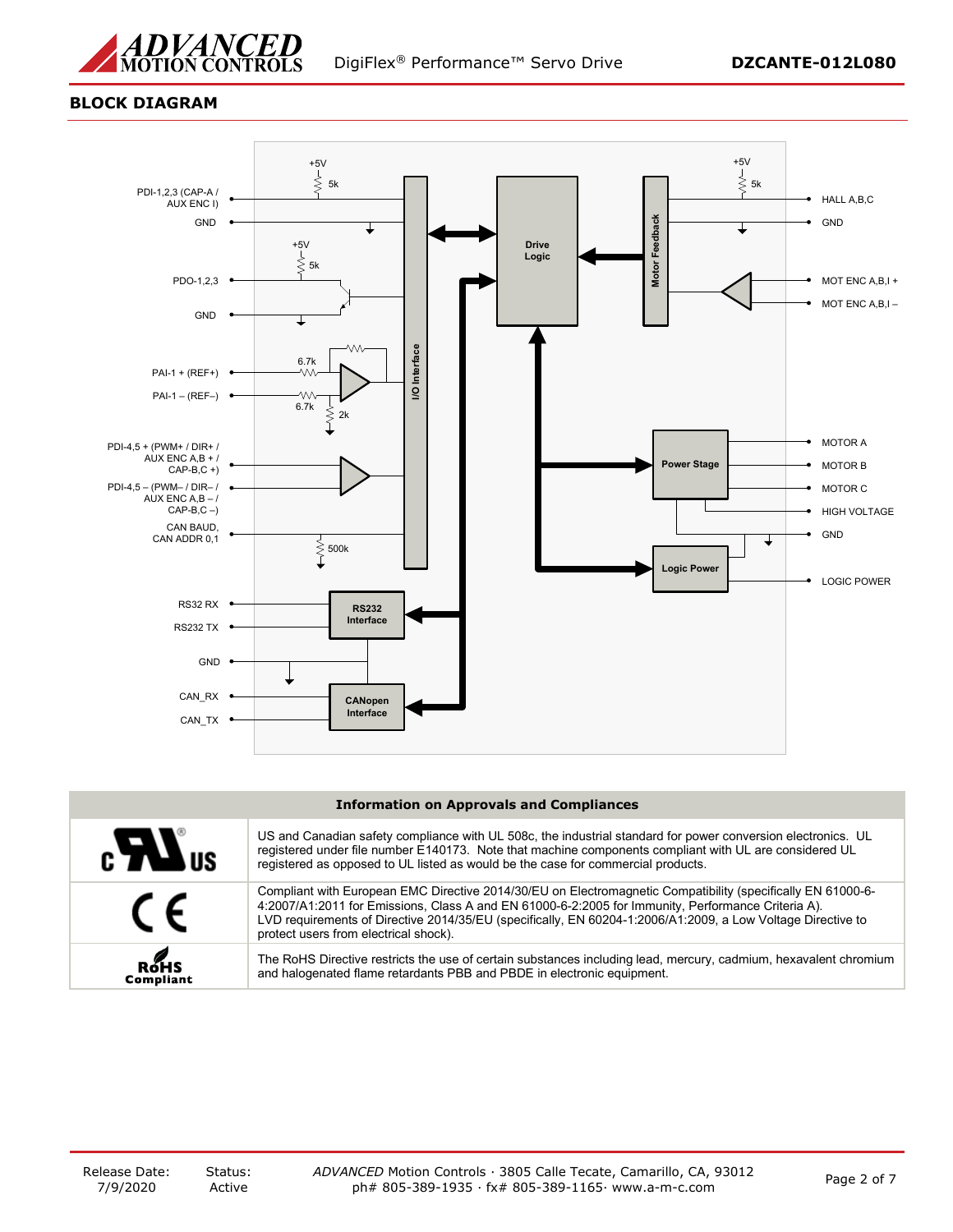## BLOCK DIAGRAM

PDI-1,2,3 (CAP-A / AUX ENC I)
GND
PDO-1,2,3
GND
PAI-1 + (REF+)
PAI-1 – (REF–)
PDI-4,5 + (PWM+ / DIR+ / AUX ENC A,B + / CAP-B,C +)
PDI-4,5 – (PWM– / DIR– / AUX ENC A,B – / CAP-B,C –)
CAN BAUD, CAN ADDR 0,1
RS32 RX
RS232 TX
GND
CAN_RX
CAN_TX

+5V 5k +5V 5k 6.7k 6.7k 2k 500k

I/O Interface
Drive Logic
Motor Feedback
Power Stage
Logic Power
RS232 Interface
CANopen Interface

+5V 5k

HALL A,B,C
GND
MOT ENC A,B,I +
MOT ENC A,B,I –
MOTOR A
MOTOR B
MOTOR C
HIGH VOLTAGE
GND
LOGIC POWER

| Information on Approvals and Compliances | |
|---|---|
| c UL us | US and Canadian safety compliance with UL 508c, the industrial standard for power conversion electronics. UL registered under file number E140173. Note that machine components compliant with UL are considered UL registered as opposed to UL listed as would be the case for commercial products. |
| CE | Compliant with European EMC Directive 2014/30/EU on Electromagnetic Compatibility (specifically EN 61000-6-4:2007/A1:2011 for Emissions, Class A and EN 61000-6-2:2005 for Immunity, Performance Criteria A). LVD requirements of Directive 2014/35/EU (specifically, EN 60204-1:2006/A1:2009, a Low Voltage Directive to protect users from electrical shock). |
| RoHS Compliant | The RoHS Directive restricts the use of certain substances including lead, mercury, cadmium, hexavalent chromium and halogenated flame retardants PBB and PBDE in electronic equipment. |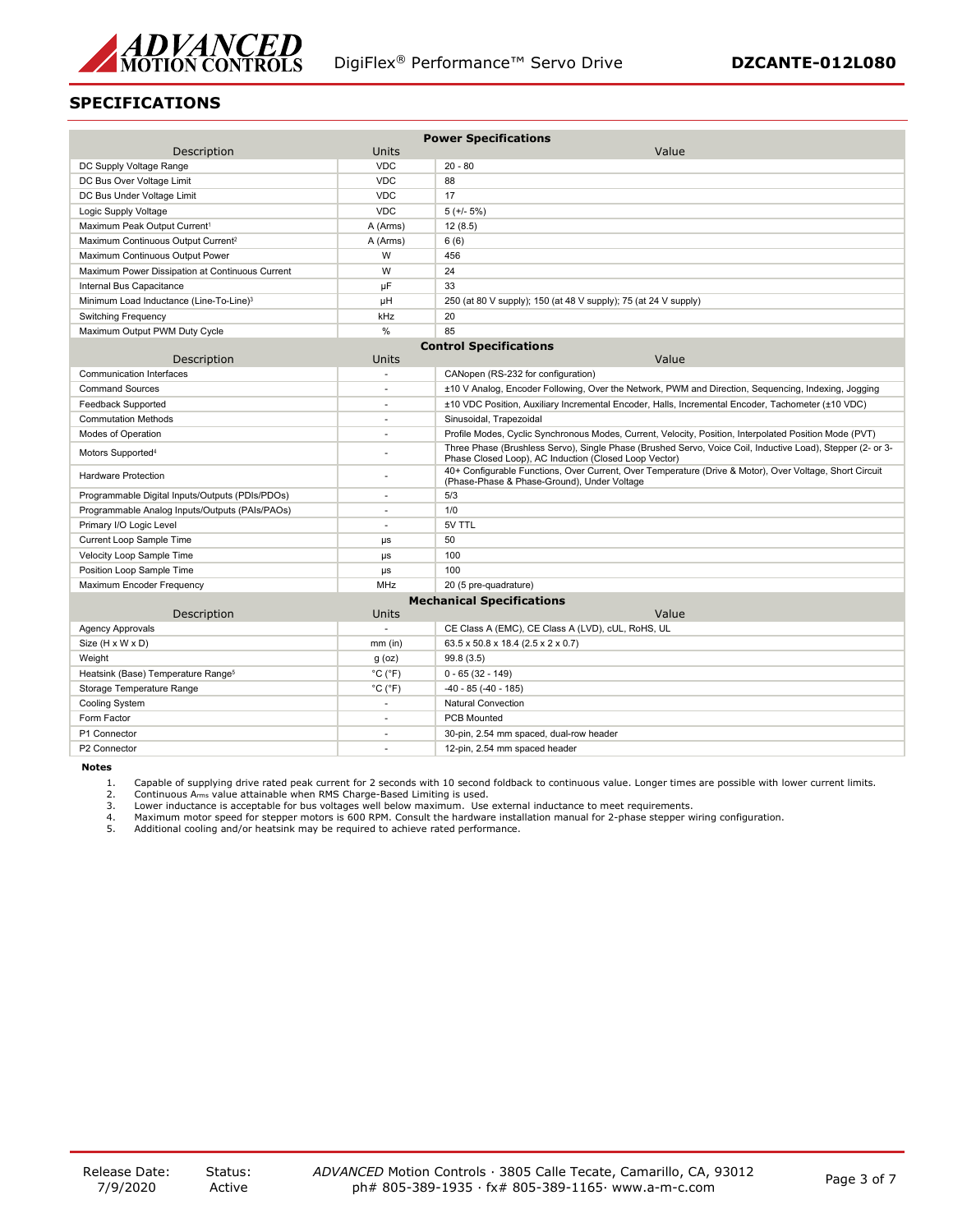## SPECIFICATIONS

| Description | Units | Value |
|---|---|---|
| **Power Specifications** | | |
| DC Supply Voltage Range | VDC | 20 - 80 |
| DC Bus Over Voltage Limit | VDC | 88 |
| DC Bus Under Voltage Limit | VDC | 17 |
| Logic Supply Voltage | VDC | 5 (+/- 5%) |
| Maximum Peak Output Current[1] | A (Arms) | 12 (8.5) |
| Maximum Continuous Output Current[2] | A (Arms) | 6 (6) |
| Maximum Continuous Output Power | W | 456 |
| Maximum Power Dissipation at Continuous Current | W | 24 |
| Internal Bus Capacitance | μF | 33 |
| Minimum Load Inductance (Line-To-Line)[3] | μH | 250 (at 80 V supply); 150 (at 48 V supply); 75 (at 24 V supply) |
| Switching Frequency | kHz | 20 |
| Maximum Output PWM Duty Cycle | % | 85 |
| **Control Specifications** | | |
| Communication Interfaces | - | CANopen (RS-232 for configuration) |
| Command Sources | - | ±10 V Analog, Encoder Following, Over the Network, PWM and Direction, Sequencing, Indexing, Jogging |
| Feedback Supported | - | ±10 VDC Position, Auxiliary Incremental Encoder, Halls, Incremental Encoder, Tachometer (±10 VDC) |
| Commutation Methods | - | Sinusoidal, Trapezoidal |
| Modes of Operation | - | Profile Modes, Cyclic Synchronous Modes, Current, Velocity, Position, Interpolated Position Mode (PVT) |
| Motors Supported[4] | - | Three Phase (Brushless Servo), Single Phase (Brushed Servo, Voice Coil, Inductive Load), Stepper (2- or 3-Phase Closed Loop), AC Induction (Closed Loop Vector) |
| Hardware Protection | - | 40+ Configurable Functions, Over Current, Over Temperature (Drive & Motor), Over Voltage, Short Circuit (Phase-Phase & Phase-Ground), Under Voltage |
| Programmable Digital Inputs/Outputs (PDIs/PDOs) | - | 5/3 |
| Programmable Analog Inputs/Outputs (PAIs/PAOs) | - | 1/0 |
| Primary I/O Logic Level | - | 5V TTL |
| Current Loop Sample Time | μs | 50 |
| Velocity Loop Sample Time | μs | 100 |
| Position Loop Sample Time | μs | 100 |
| Maximum Encoder Frequency | MHz | 20 (5 pre-quadrature) |
| **Mechanical Specifications** | | |
| Agency Approvals | - | CE Class A (EMC), CE Class A (LVD), cUL, RoHS, UL |
| Size (H x W x D) | mm (in) | 63.5 x 50.8 x 18.4 (2.5 x 2 x 0.7) |
| Weight | g (oz) | 99.8 (3.5) |
| Heatsink (Base) Temperature Range[5] | °C (°F) | 0 - 65 (32 - 149) |
| Storage Temperature Range | °C (°F) | -40 - 85 (-40 - 185) |
| Cooling System | - | Natural Convection |
| Form Factor | - | PCB Mounted |
| P1 Connector | - | 30-pin, 2.54 mm spaced, dual-row header |
| P2 Connector | - | 12-pin, 2.54 mm spaced header |

**Notes**

1. Capable of supplying drive rated peak current for 2 seconds with 10 second foldback to continuous value. Longer times are possible with lower current limits.
2. Continuous $A_{rms}$ value attainable when RMS Charge-Based Limiting is used.
3. Lower inductance is acceptable for bus voltages well below maximum. Use external inductance to meet requirements.
4. Maximum motor speed for stepper motors is 600 RPM. Consult the hardware installation manual for 2-phase stepper wiring configuration.
5. Additional cooling and/or heatsink may be required to achieve rated performance.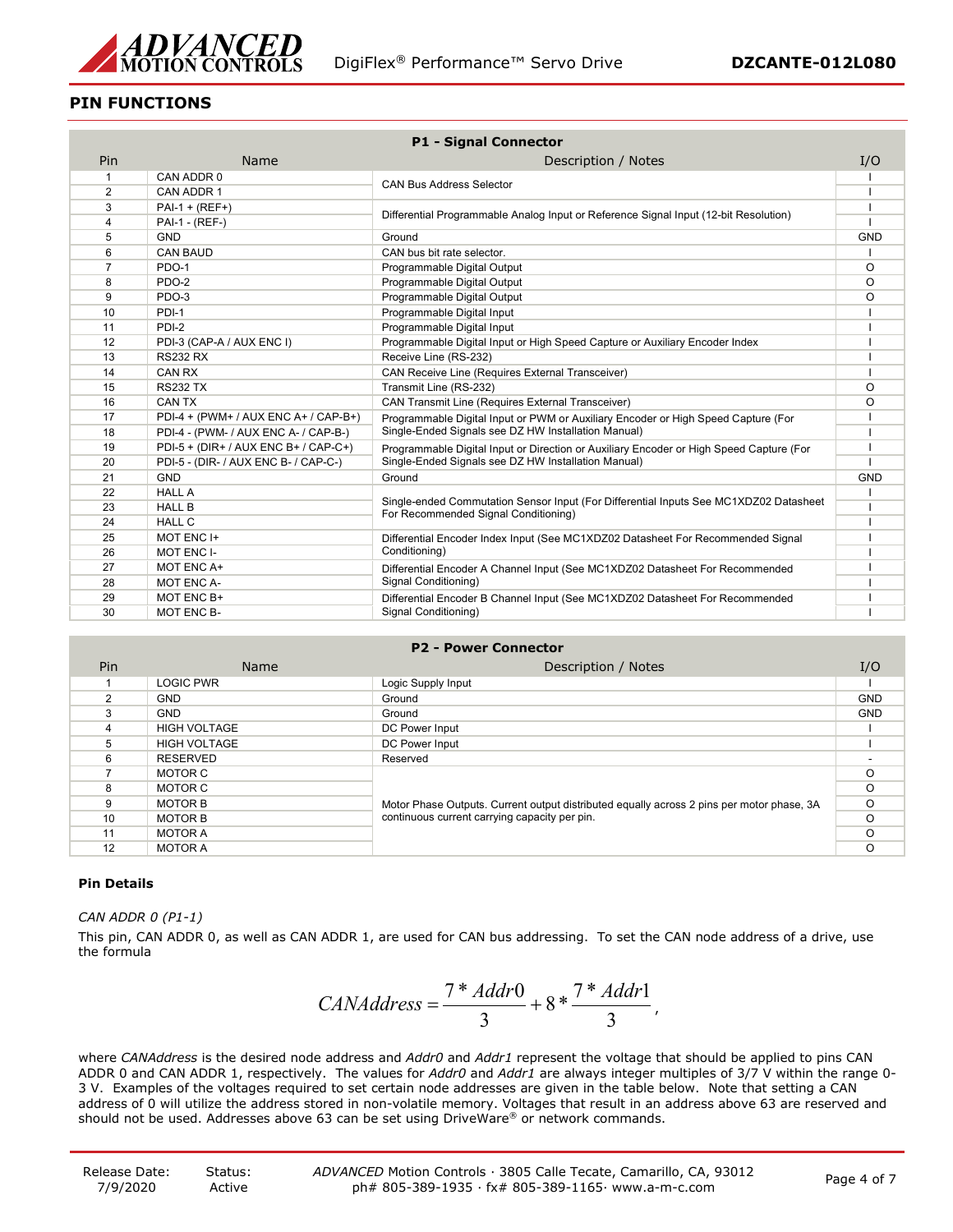## PIN FUNCTIONS

| P1 - Signal Connector | | | |
|---|---|---|---|
| Pin | Name | Description / Notes | I/O |
| 1 | CAN ADDR 0 | CAN Bus Address Selector | I |
| 2 | CAN ADDR 1 | | I |
| 3 | PAI-1 + (REF+) | Differential Programmable Analog Input or Reference Signal Input (12-bit Resolution) | I |
| 4 | PAI-1 - (REF-) | | I |
| 5 | GND | Ground | GND |
| 6 | CAN BAUD | CAN bus bit rate selector. | I |
| 7 | PDO-1 | Programmable Digital Output | O |
| 8 | PDO-2 | Programmable Digital Output | O |
| 9 | PDO-3 | Programmable Digital Output | O |
| 10 | PDI-1 | Programmable Digital Input | I |
| 11 | PDI-2 | Programmable Digital Input | I |
| 12 | PDI-3 (CAP-A / AUX ENC I) | Programmable Digital Input or High Speed Capture or Auxiliary Encoder Index | I |
| 13 | RS232 RX | Receive Line (RS-232) | I |
| 14 | CAN RX | CAN Receive Line (Requires External Transceiver) | I |
| 15 | RS232 TX | Transmit Line (RS-232) | O |
| 16 | CAN TX | CAN Transmit Line (Requires External Transceiver) | O |
| 17 | PDI-4 + (PWM+ / AUX ENC A+ / CAP-B+) | Programmable Digital Input or PWM or Auxiliary Encoder or High Speed Capture (For Single-Ended Signals see DZ HW Installation Manual) | I |
| 18 | PDI-4 - (PWM- / AUX ENC A- / CAP-B-) | | I |
| 19 | PDI-5 + (DIR+ / AUX ENC B+ / CAP-C+) | Programmable Digital Input or Direction or Auxiliary Encoder or High Speed Capture (For Single-Ended Signals see DZ HW Installation Manual) | I |
| 20 | PDI-5 - (DIR- / AUX ENC B- / CAP-C-) | | I |
| 21 | GND | Ground | GND |
| 22 | HALL A | Single-ended Commutation Sensor Input (For Differential Inputs See MC1XDZ02 Datasheet For Recommended Signal Conditioning) | I |
| 23 | HALL B | | I |
| 24 | HALL C | | I |
| 25 | MOT ENC I+ | Differential Encoder Index Input (See MC1XDZ02 Datasheet For Recommended Signal Conditioning) | I |
| 26 | MOT ENC I- | | I |
| 27 | MOT ENC A+ | Differential Encoder A Channel Input (See MC1XDZ02 Datasheet For Recommended Signal Conditioning) | I |
| 28 | MOT ENC A- | | I |
| 29 | MOT ENC B+ | Differential Encoder B Channel Input (See MC1XDZ02 Datasheet For Recommended Signal Conditioning) | I |
| 30 | MOT ENC B- | | I |

| P2 - Power Connector | | | |
|---|---|---|---|
| Pin | Name | Description / Notes | I/O |
| 1 | LOGIC PWR | Logic Supply Input | I |
| 2 | GND | Ground | GND |
| 3 | GND | Ground | GND |
| 4 | HIGH VOLTAGE | DC Power Input | I |
| 5 | HIGH VOLTAGE | DC Power Input | I |
| 6 | RESERVED | Reserved | - |
| 7 | MOTOR C | Motor Phase Outputs. Current output distributed equally across 2 pins per motor phase, 3A continuous current carrying capacity per pin. | O |
| 8 | MOTOR C | | O |
| 9 | MOTOR B | | O |
| 10 | MOTOR B | | O |
| 11 | MOTOR A | | O |
| 12 | MOTOR A | | O |

#### Pin Details

*CAN ADDR 0 (P1-1)*

This pin, CAN ADDR 0, as well as CAN ADDR 1, are used for CAN bus addressing. To set the CAN node address of a drive, use the formula

$$CANAddress = \frac{7 * Addr0}{3} + 8 * \frac{7 * Addr1}{3},$$

where *CANAddress* is the desired node address and *Addr0* and *Addr1* represent the voltage that should be applied to pins CAN ADDR 0 and CAN ADDR 1, respectively. The values for *Addr0* and *Addr1* are always integer multiples of 3/7 V within the range 0-3 V. Examples of the voltages required to set certain node addresses are given in the table below. Note that setting a CAN address of 0 will utilize the address stored in non-volatile memory. Voltages that result in an address above 63 are reserved and should not be used. Addresses above 63 can be set using DriveWare® or network commands.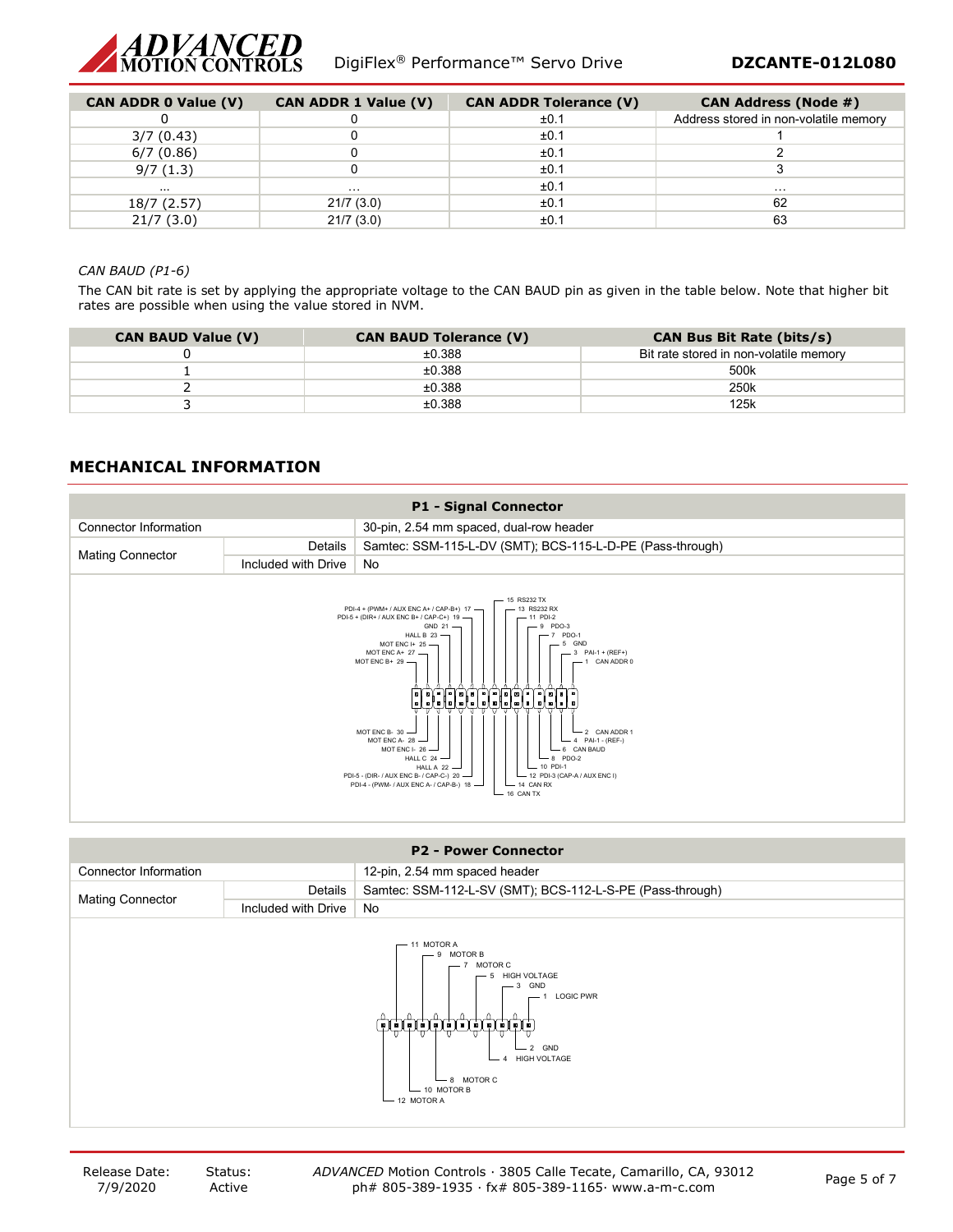| CAN ADDR 0 Value (V) | CAN ADDR 1 Value (V) | CAN ADDR Tolerance (V) | CAN Address (Node #) |
|---|---|---|---|
| 0 | 0 | ±0.1 | Address stored in non-volatile memory |
| 3/7 (0.43) | 0 | ±0.1 | 1 |
| 6/7 (0.86) | 0 | ±0.1 | 2 |
| 9/7 (1.3) | 0 | ±0.1 | 3 |
| ... | ... | ±0.1 | ... |
| 18/7 (2.57) | 21/7 (3.0) | ±0.1 | 62 |
| 21/7 (3.0) | 21/7 (3.0) | ±0.1 | 63 |

*CAN BAUD (P1-6)*

The CAN bit rate is set by applying the appropriate voltage to the CAN BAUD pin as given in the table below. Note that higher bit rates are possible when using the value stored in NVM.

| CAN BAUD Value (V) | CAN BAUD Tolerance (V) | CAN Bus Bit Rate (bits/s) |
|---|---|---|
| 0 | ±0.388 | Bit rate stored in non-volatile memory |
| 1 | ±0.388 | 500k |
| 2 | ±0.388 | 250k |
| 3 | ±0.388 | 125k |

## MECHANICAL INFORMATION

| P1 - Signal Connector | | |
|---|---|---|
| Connector Information | | 30-pin, 2.54 mm spaced, dual-row header |
| Mating Connector | Details | Samtec: SSM-115-L-DV (SMT); BCS-115-L-D-PE (Pass-through) |
| | Included with Drive | No |

Pin labels (top row): 1 CAN ADDR 0; 3 PAI-1 + (REF+); 5 GND; 7 PDO-1; 9 PDO-3; 11 PDI-2; 13 RS232 RX; 15 RS232 TX; 17 PDI-4 + (PWM+ / AUX ENC A+ / CAP-B+); 19 PDI-5 + (DIR+ / AUX ENC B+ / CAP-C+); 21 GND; 23 HALL B; 25 MOT ENC I+; 27 MOT ENC A+; 29 MOT ENC B+

Pin labels (bottom row): 2 CAN ADDR 1; 4 PAI-1 - (REF-); 6 CAN BAUD; 8 PDO-2; 10 PDI-1; 12 PDI-3 (CAP-A / AUX ENC I); 14 CAN RX; 16 CAN TX; 18 PDI-4 - (PWM- / AUX ENC A- / CAP-B-); 20 PDI-5 - (DIR- / AUX ENC B- / CAP-C-); 22 HALL A; 24 HALL C; 26 MOT ENC I-; 28 MOT ENC A-; 30 MOT ENC B-

| P2 - Power Connector | | |
|---|---|---|
| Connector Information | | 12-pin, 2.54 mm spaced header |
| Mating Connector | Details | Samtec: SSM-112-L-SV (SMT); BCS-112-L-S-PE (Pass-through) |
| | Included with Drive | No |

Pin labels: 1 LOGIC PWR; 2 GND; 3 GND; 4 HIGH VOLTAGE; 5 HIGH VOLTAGE; 7 MOTOR C; 8 MOTOR C; 9 MOTOR B; 10 MOTOR B; 11 MOTOR A; 12 MOTOR A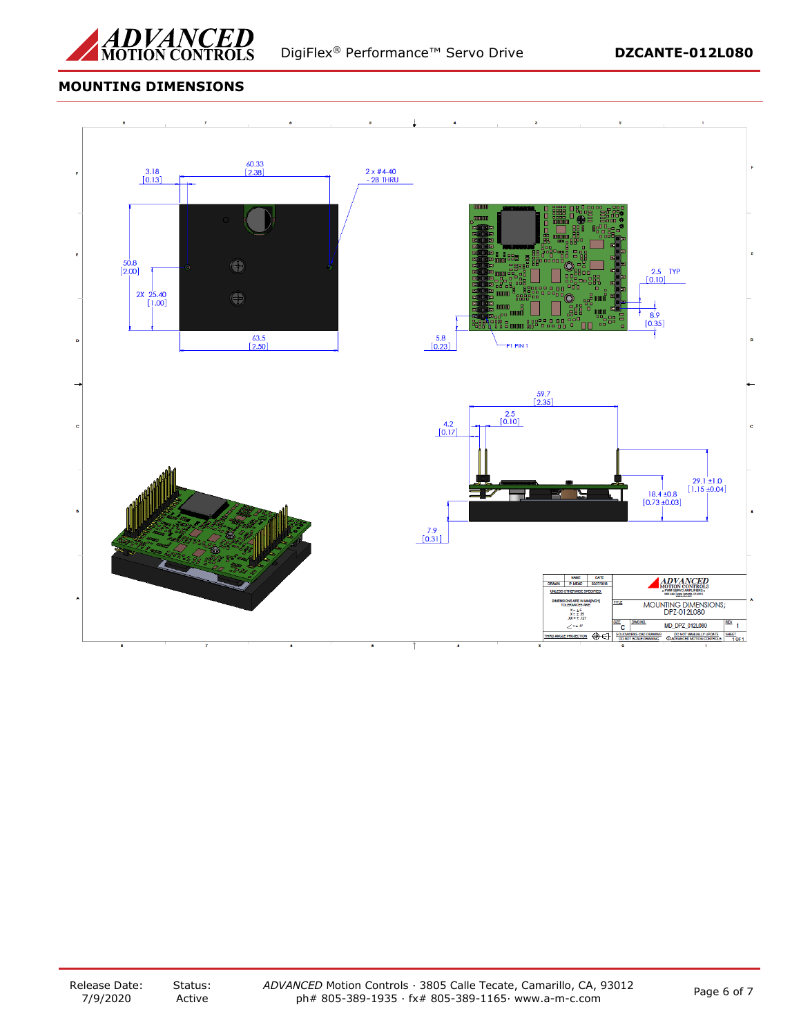## MOUNTING DIMENSIONS

60.33 [2.38]

3.18 [0.13]

2 x #4-40 - 2B THRU

50.8 [2.00]

2X 25.40 [1.00]

63.5 [2.50]

5.8 [0.23]

P1 PIN 1

2.5 TYP [0.10]

8.9 [0.35]

59.7 [2.35]

2.5 [0.10]

4.2 [0.17]

29.1 ±1.0 [1.15 ±0.04]

18.4 ±0.8 [0.73 ±0.03]

7.9 [0.31]

| NAME | DATE |
|---|---|
| DRAWN | P. MEAD | 02/07/2016 |

UNLESS OTHERWISE SPECIFIED:

DIMENSIONS ARE IN MM [INCH]

TOLERANCES ARE:

X = ±.5

.X = ±.25

.XX = ±.127

∠ = ±.5°

THIRD ANGLE PROJECTION

TITLE: MOUNTING DIMENSIONS; DPZ-012L080

SIZE: C

DWG NO.: MD_DPZ_012L080

REV: 1

SOLIDWORKS CAD DRAWING DO NOT SCALE DRAWING

DO NOT MANUALLY UPDATE ©ADVANCED MOTION CONTROLS

SHEET 1 OF 1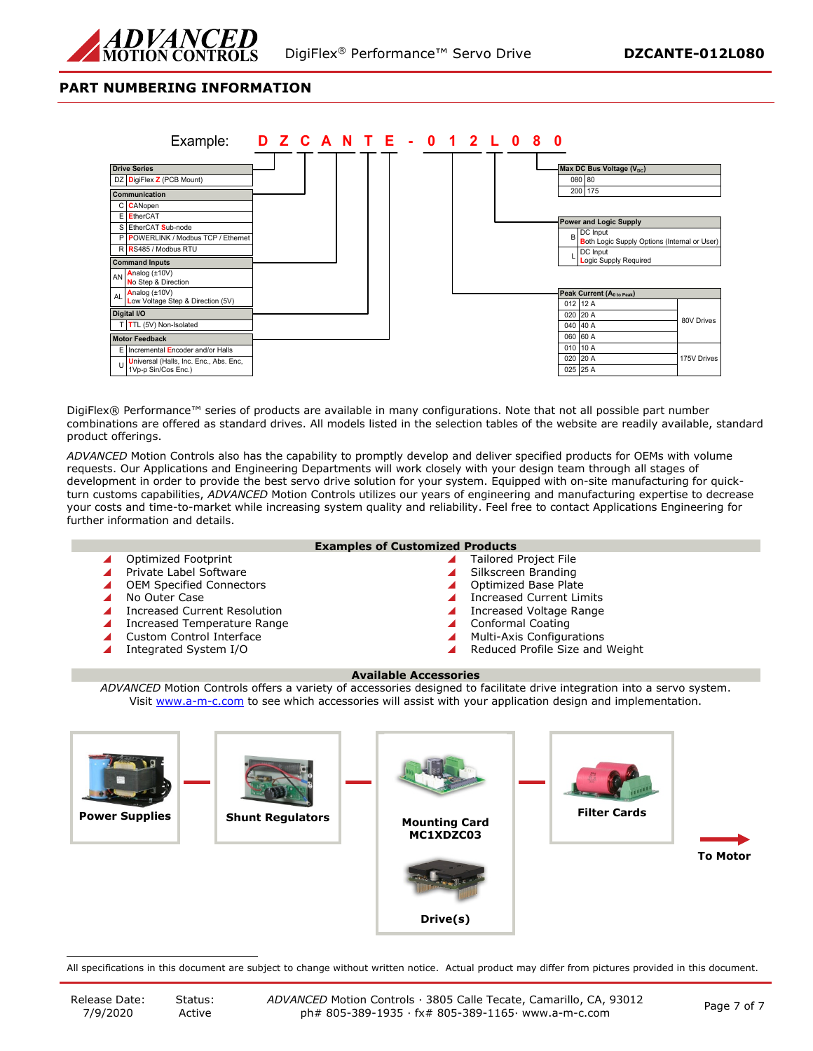## PART NUMBERING INFORMATION

Example: D Z C A N T E - 0 1 2 L 0 8 0

| Drive Series | |
|---|---|
| DZ | DigiFlex Z (PCB Mount) |

| Communication | |
|---|---|
| C | CANopen |
| E | EtherCAT |
| S | EtherCAT Sub-node |
| P | POWERLINK / Modbus TCP / Ethernet |
| R | RS485 / Modbus RTU |

| Command Inputs | |
|---|---|
| AN | Analog (±10V) No Step & Direction |
| AL | Analog (±10V) Low Voltage Step & Direction (5V) |

| Digital I/O | |
|---|---|
| T | TTL (5V) Non-Isolated |

| Motor Feedback | |
|---|---|
| E | Incremental Encoder and/or Halls |
| U | Universal (Halls, Inc. Enc., Abs. Enc, 1Vp-p Sin/Cos Enc.) |

| Max DC Bus Voltage ($V_{DC}$) | |
|---|---|
| 080 | 80 |
| 200 | 175 |

| Power and Logic Supply | |
|---|---|
| B | DC Input Both Logic Supply Options (Internal or User) |
| L | DC Input Logic Supply Required |

| Peak Current ($A_{0 \text{ to Peak}}$) | | |
|---|---|---|
| 012 | 12 A | 80V Drives |
| 020 | 20 A | 80V Drives |
| 040 | 40 A | 80V Drives |
| 060 | 60 A | 80V Drives |
| 010 | 10 A | 175V Drives |
| 020 | 20 A | 175V Drives |
| 025 | 25 A | 175V Drives |

DigiFlex® Performance™ series of products are available in many configurations. Note that not all possible part number combinations are offered as standard drives. All models listed in the selection tables of the website are readily available, standard product offerings.

*ADVANCED* Motion Controls also has the capability to promptly develop and deliver specified products for OEMs with volume requests. Our Applications and Engineering Departments will work closely with your design team through all stages of development in order to provide the best servo drive solution for your system. Equipped with on-site manufacturing for quick-turn customs capabilities, *ADVANCED* Motion Controls utilizes our years of engineering and manufacturing expertise to decrease your costs and time-to-market while increasing system quality and reliability. Feel free to contact Applications Engineering for further information and details.

### Examples of Customized Products

- Optimized Footprint
- Private Label Software
- OEM Specified Connectors
- No Outer Case
- Increased Current Resolution
- Increased Temperature Range
- Custom Control Interface
- Integrated System I/O
- Tailored Project File
- Silkscreen Branding
- Optimized Base Plate
- Increased Current Limits
- Increased Voltage Range
- Conformal Coating
- Multi-Axis Configurations
- Reduced Profile Size and Weight

### Available Accessories

*ADVANCED* Motion Controls offers a variety of accessories designed to facilitate drive integration into a servo system. Visit www.a-m-c.com to see which accessories will assist with your application design and implementation.

Power Supplies

Shunt Regulators

Mounting Card MC1XDZC03

Drive(s)

Filter Cards

To Motor

All specifications in this document are subject to change without written notice. Actual product may differ from pictures provided in this document.

Release Date: 7/9/2020 Status: Active

*ADVANCED* Motion Controls · 3805 Calle Tecate, Camarillo, CA, 93012
ph# 805-389-1935 · fx# 805-389-1165· www.a-m-c.com